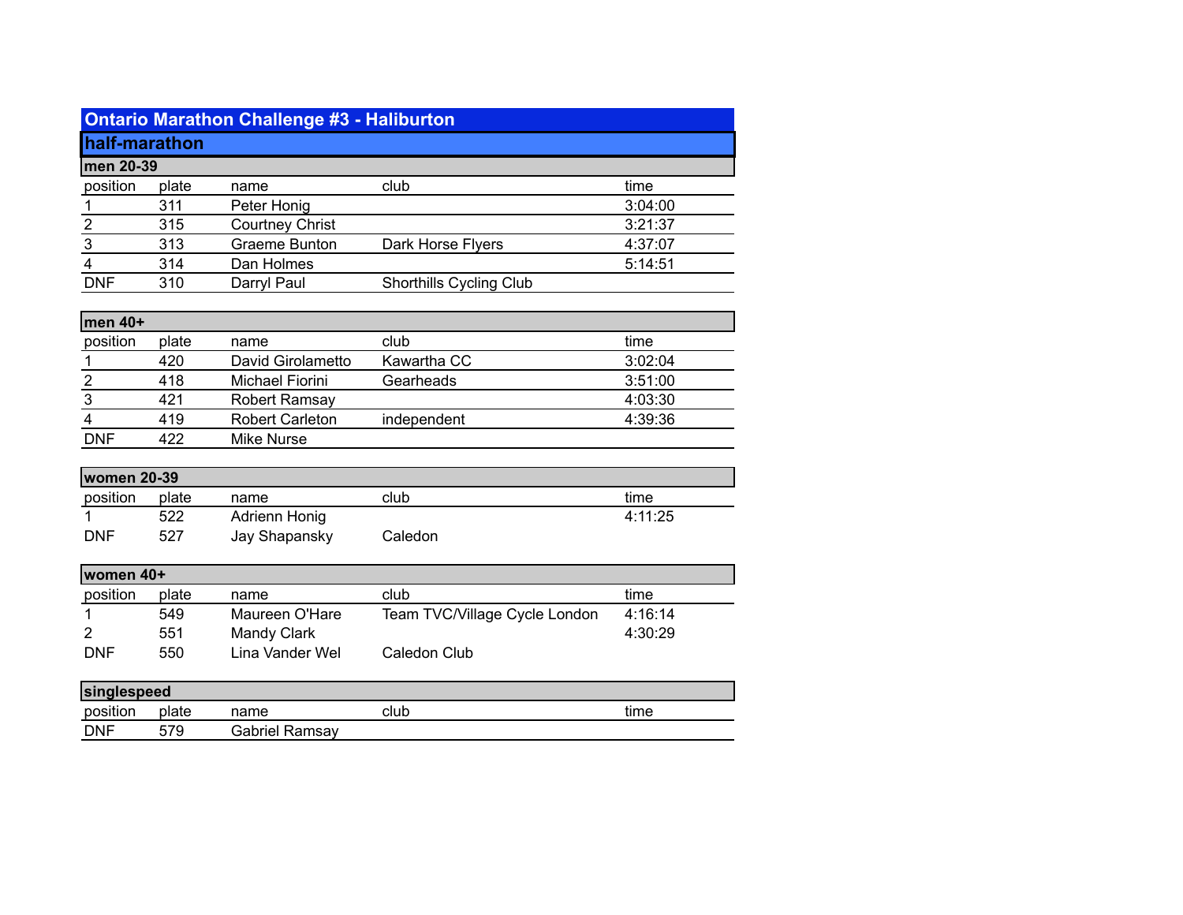# Ontario Marathon Challenge #3 - Haliburton

## half-marathon

### men 20-39

| position | plate | name | club | time |
|---|---|---|---|---|
| 1 | 311 | Peter Honig | | 3:04:00 |
| 2 | 315 | Courtney Christ | | 3:21:37 |
| 3 | 313 | Graeme Bunton | Dark Horse Flyers | 4:37:07 |
| 4 | 314 | Dan Holmes | | 5:14:51 |
| DNF | 310 | Darryl Paul | Shorthills Cycling Club | |

### men 40+

| position | plate | name | club | time |
|---|---|---|---|---|
| 1 | 420 | David Girolametto | Kawartha CC | 3:02:04 |
| 2 | 418 | Michael Fiorini | Gearheads | 3:51:00 |
| 3 | 421 | Robert Ramsay | | 4:03:30 |
| 4 | 419 | Robert Carleton | independent | 4:39:36 |
| DNF | 422 | Mike Nurse | | |

### women 20-39

| position | plate | name | club | time |
|---|---|---|---|---|
| 1 | 522 | Adrienn Honig | | 4:11:25 |
| DNF | 527 | Jay Shapansky | Caledon | |

### women 40+

| position | plate | name | club | time |
|---|---|---|---|---|
| 1 | 549 | Maureen O'Hare | Team TVC/Village Cycle London | 4:16:14 |
| 2 | 551 | Mandy Clark | | 4:30:29 |
| DNF | 550 | Lina Vander Wel | Caledon Club | |

### singlespeed

| position | plate | name | club | time |
|---|---|---|---|---|
| DNF | 579 | Gabriel Ramsay | | |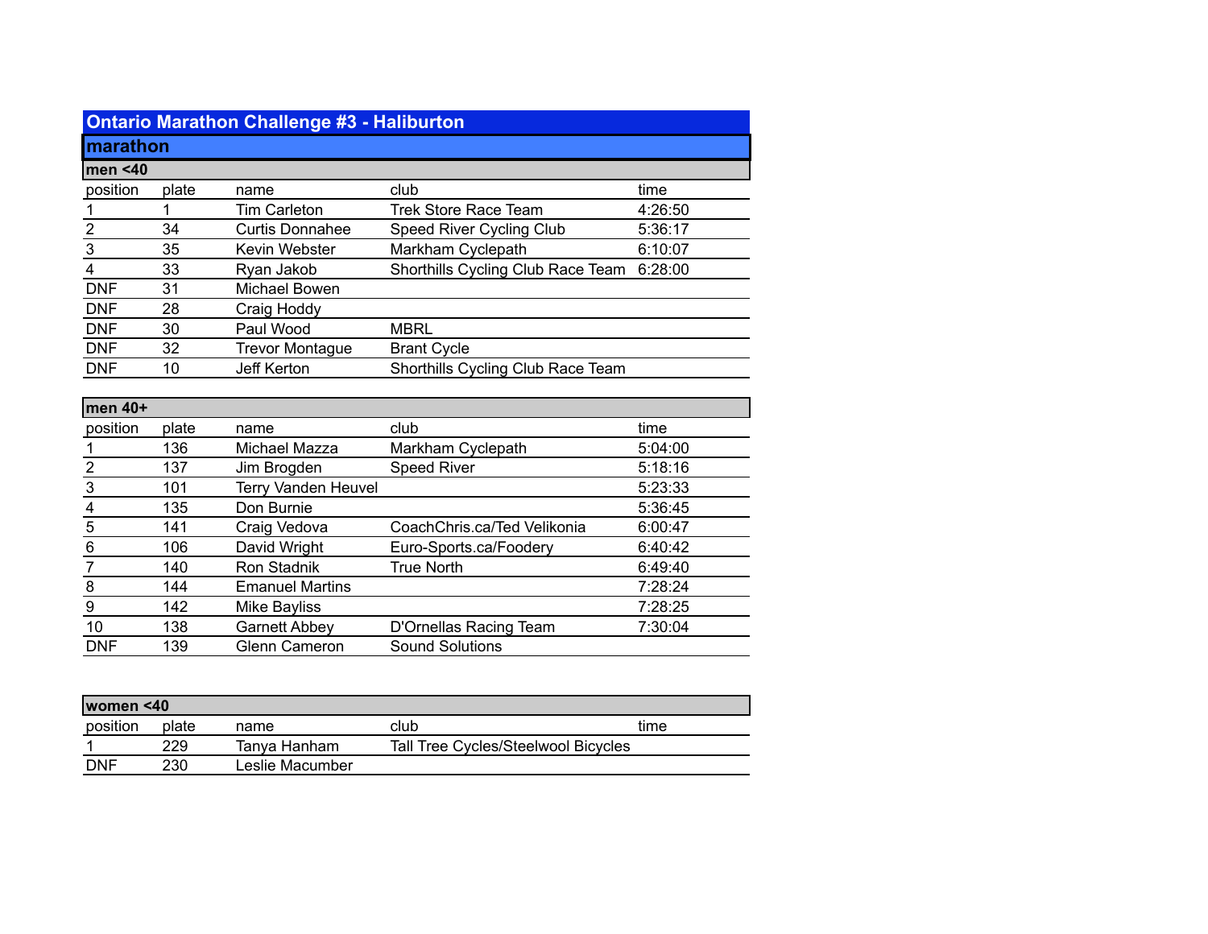# Ontario Marathon Challenge #3 - Haliburton

## marathon

### men <40

| position | plate | name | club | time |
|---|---|---|---|---|
| 1 | 1 | Tim Carleton | Trek Store Race Team | 4:26:50 |
| 2 | 34 | Curtis Donnahee | Speed River Cycling Club | 5:36:17 |
| 3 | 35 | Kevin Webster | Markham Cyclepath | 6:10:07 |
| 4 | 33 | Ryan Jakob | Shorthills Cycling Club Race Team | 6:28:00 |
| DNF | 31 | Michael Bowen | | |
| DNF | 28 | Craig Hoddy | | |
| DNF | 30 | Paul Wood | MBRL | |
| DNF | 32 | Trevor Montague | Brant Cycle | |
| DNF | 10 | Jeff Kerton | Shorthills Cycling Club Race Team | |

### men 40+

| position | plate | name | club | time |
|---|---|---|---|---|
| 1 | 136 | Michael Mazza | Markham Cyclepath | 5:04:00 |
| 2 | 137 | Jim Brogden | Speed River | 5:18:16 |
| 3 | 101 | Terry Vanden Heuvel | | 5:23:33 |
| 4 | 135 | Don Burnie | | 5:36:45 |
| 5 | 141 | Craig Vedova | CoachChris.ca/Ted Velikonia | 6:00:47 |
| 6 | 106 | David Wright | Euro-Sports.ca/Foodery | 6:40:42 |
| 7 | 140 | Ron Stadnik | True North | 6:49:40 |
| 8 | 144 | Emanuel Martins | | 7:28:24 |
| 9 | 142 | Mike Bayliss | | 7:28:25 |
| 10 | 138 | Garnett Abbey | D'Ornellas Racing Team | 7:30:04 |
| DNF | 139 | Glenn Cameron | Sound Solutions | |

### women <40

| position | plate | name | club | time |
|---|---|---|---|---|
| 1 | 229 | Tanya Hanham | Tall Tree Cycles/Steelwool Bicycles | |
| DNF | 230 | Leslie Macumber | | |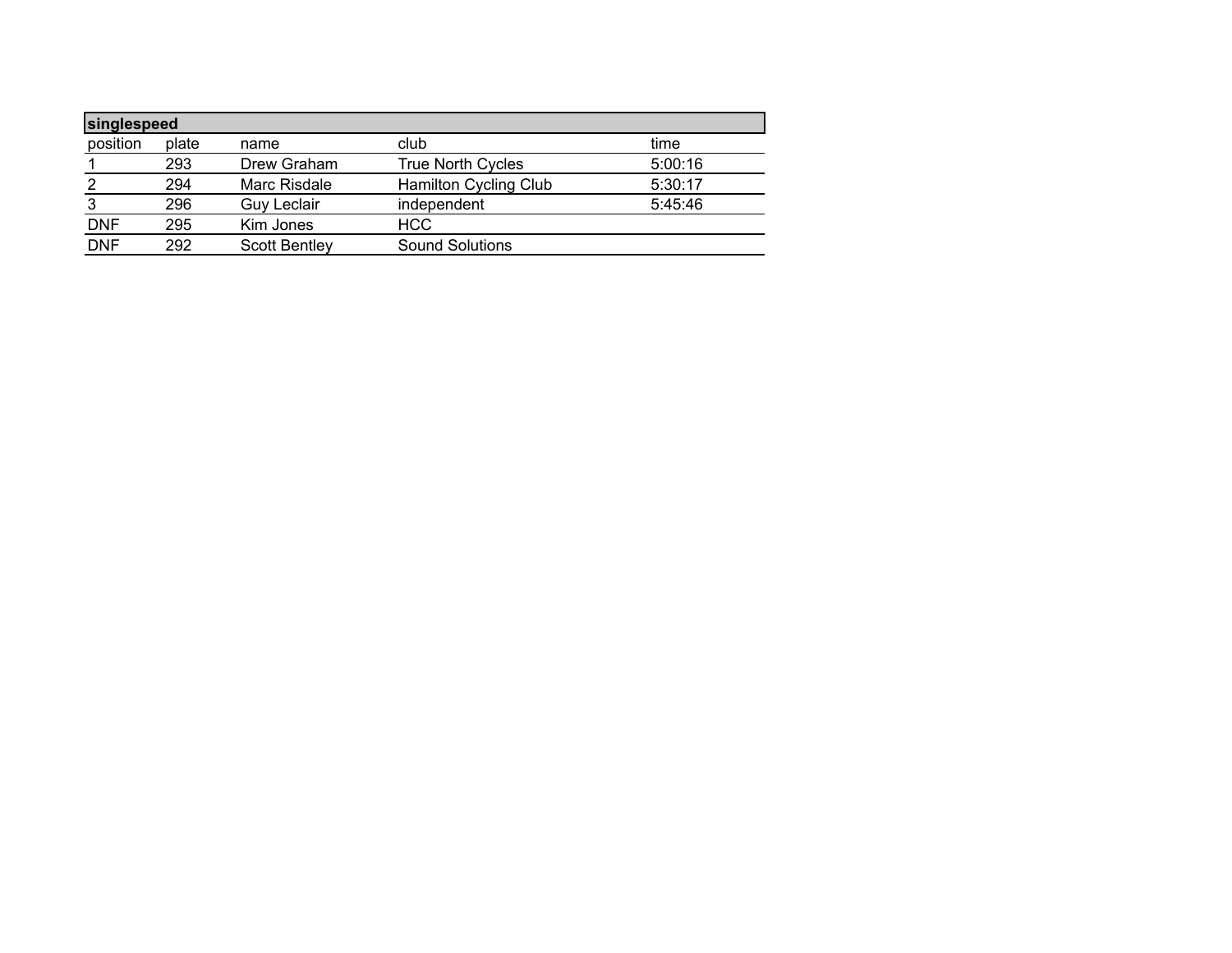| singlespeed | | | | |
|---|---|---|---|---|
| position | plate | name | club | time |
| 1 | 293 | Drew Graham | True North Cycles | 5:00:16 |
| 2 | 294 | Marc Risdale | Hamilton Cycling Club | 5:30:17 |
| 3 | 296 | Guy Leclair | independent | 5:45:46 |
| DNF | 295 | Kim Jones | HCC | |
| DNF | 292 | Scott Bentley | Sound Solutions | |